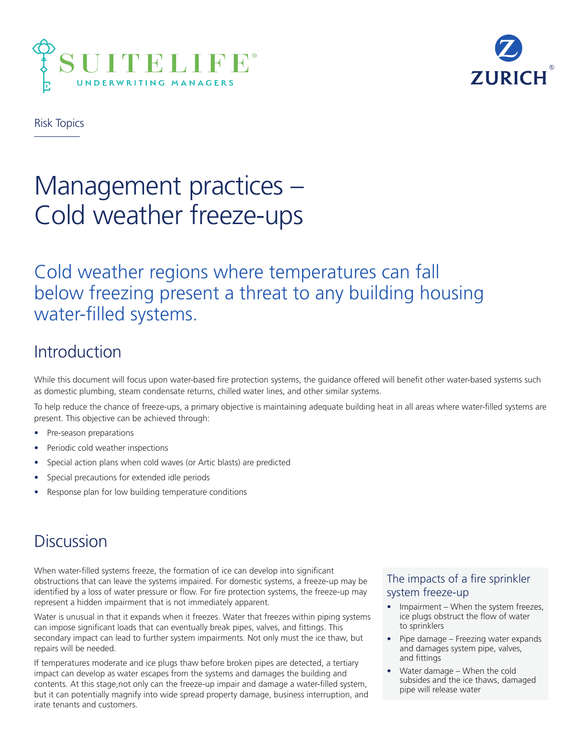Risk Topics

# Management practices – Cold weather freeze-ups

## Cold weather regions where temperatures can fall below freezing present a threat to any building housing water-filled systems.

## Introduction

While this document will focus upon water-based fire protection systems, the guidance offered will benefit other water-based systems such as domestic plumbing, steam condensate returns, chilled water lines, and other similar systems.

To help reduce the chance of freeze-ups, a primary objective is maintaining adequate building heat in all areas where water-filled systems are present. This objective can be achieved through:

- Pre-season preparations
- Periodic cold weather inspections
- Special action plans when cold waves (or Artic blasts) are predicted
- Special precautions for extended idle periods
- Response plan for low building temperature conditions

## Discussion

When water-filled systems freeze, the formation of ice can develop into significant obstructions that can leave the systems impaired. For domestic systems, a freeze-up may be identified by a loss of water pressure or flow. For fire protection systems, the freeze-up may represent a hidden impairment that is not immediately apparent.

Water is unusual in that it expands when it freezes. Water that freezes within piping systems can impose significant loads that can eventually break pipes, valves, and fittings. This secondary impact can lead to further system impairments. Not only must the ice thaw, but repairs will be needed.

If temperatures moderate and ice plugs thaw before broken pipes are detected, a tertiary impact can develop as water escapes from the systems and damages the building and contents. At this stage,not only can the freeze-up impair and damage a water-filled system, but it can potentially magnify into wide spread property damage, business interruption, and irate tenants and customers.

### The impacts of a fire sprinkler system freeze-up

- Impairment – When the system freezes, ice plugs obstruct the flow of water to sprinklers
- Pipe damage – Freezing water expands and damages system pipe, valves, and fittings
- Water damage – When the cold subsides and the ice thaws, damaged pipe will release water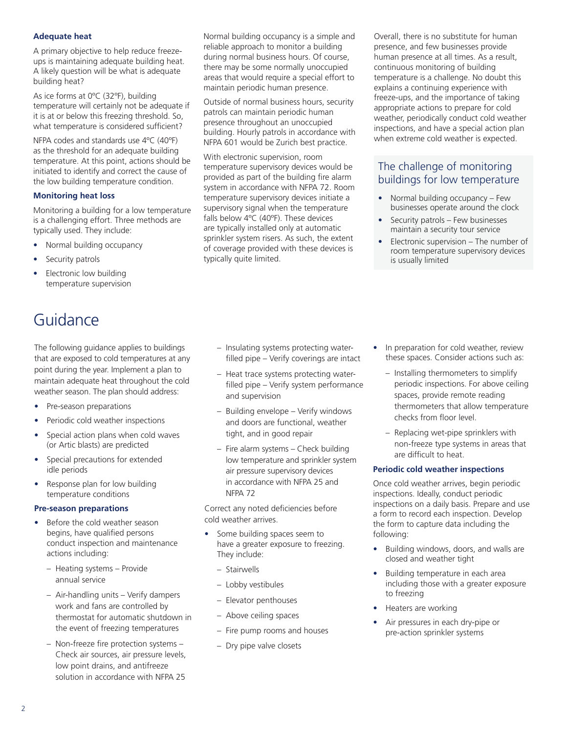### Adequate heat

A primary objective to help reduce freeze-ups is maintaining adequate building heat. A likely question will be what is adequate building heat?

As ice forms at 0ºC (32ºF), building temperature will certainly not be adequate if it is at or below this freezing threshold. So, what temperature is considered sufficient?

NFPA codes and standards use 4ºC (40ºF) as the threshold for an adequate building temperature. At this point, actions should be initiated to identify and correct the cause of the low building temperature condition.

### Monitoring heat loss

Monitoring a building for a low temperature is a challenging effort. Three methods are typically used. They include:

- Normal building occupancy
- Security patrols
- Electronic low building temperature supervision

Normal building occupancy is a simple and reliable approach to monitor a building during normal business hours. Of course, there may be some normally unoccupied areas that would require a special effort to maintain periodic human presence.

Outside of normal business hours, security patrols can maintain periodic human presence throughout an unoccupied building. Hourly patrols in accordance with NFPA 601 would be Zurich best practice.

With electronic supervision, room temperature supervisory devices would be provided as part of the building fire alarm system in accordance with NFPA 72. Room temperature supervisory devices initiate a supervisory signal when the temperature falls below 4ºC (40ºF). These devices are typically installed only at automatic sprinkler system risers. As such, the extent of coverage provided with these devices is typically quite limited.

Overall, there is no substitute for human presence, and few businesses provide human presence at all times. As a result, continuous monitoring of building temperature is a challenge. No doubt this explains a continuing experience with freeze-ups, and the importance of taking appropriate actions to prepare for cold weather, periodically conduct cold weather inspections, and have a special action plan when extreme cold weather is expected.

### The challenge of monitoring buildings for low temperature

- Normal building occupancy – Few businesses operate around the clock
- Security patrols – Few businesses maintain a security tour service
- Electronic supervision – The number of room temperature supervisory devices is usually limited

## Guidance

The following guidance applies to buildings that are exposed to cold temperatures at any point during the year. Implement a plan to maintain adequate heat throughout the cold weather season. The plan should address:

- Pre-season preparations
- Periodic cold weather inspections
- Special action plans when cold waves (or Artic blasts) are predicted
- Special precautions for extended idle periods
- Response plan for low building temperature conditions

### Pre-season preparations

- Before the cold weather season begins, have qualified persons conduct inspection and maintenance actions including:
  - Heating systems – Provide annual service
  - Air-handling units – Verify dampers work and fans are controlled by thermostat for automatic shutdown in the event of freezing temperatures
  - Non-freeze fire protection systems – Check air sources, air pressure levels, low point drains, and antifreeze solution in accordance with NFPA 25
  - Insulating systems protecting water-filled pipe – Verify coverings are intact
  - Heat trace systems protecting water-filled pipe – Verify system performance and supervision
  - Building envelope – Verify windows and doors are functional, weather tight, and in good repair
  - Fire alarm systems – Check building low temperature and sprinkler system air pressure supervisory devices in accordance with NFPA 25 and NFPA 72

Correct any noted deficiencies before cold weather arrives.

- Some building spaces seem to have a greater exposure to freezing. They include:
  - Stairwells
  - Lobby vestibules
  - Elevator penthouses
  - Above ceiling spaces
  - Fire pump rooms and houses
  - Dry pipe valve closets
- In preparation for cold weather, review these spaces. Consider actions such as:
  - Installing thermometers to simplify periodic inspections. For above ceiling spaces, provide remote reading thermometers that allow temperature checks from floor level.
  - Replacing wet-pipe sprinklers with non-freeze type systems in areas that are difficult to heat.

### Periodic cold weather inspections

Once cold weather arrives, begin periodic inspections. Ideally, conduct periodic inspections on a daily basis. Prepare and use a form to record each inspection. Develop the form to capture data including the following:

- Building windows, doors, and walls are closed and weather tight
- Building temperature in each area including those with a greater exposure to freezing
- Heaters are working
- Air pressures in each dry-pipe or pre-action sprinkler systems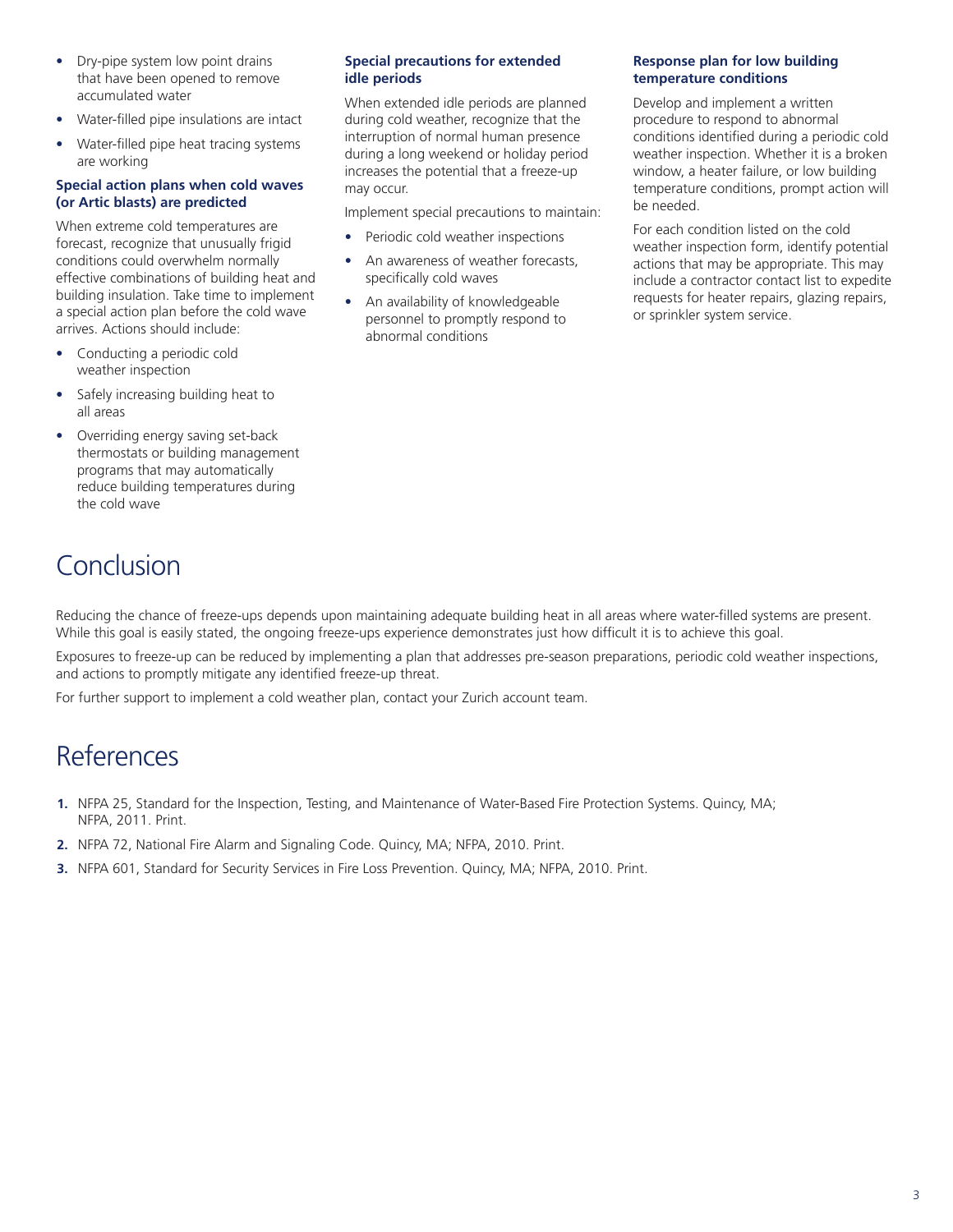- Dry-pipe system low point drains that have been opened to remove accumulated water
- Water-filled pipe insulations are intact
- Water-filled pipe heat tracing systems are working

**Special action plans when cold waves (or Artic blasts) are predicted**

When extreme cold temperatures are forecast, recognize that unusually frigid conditions could overwhelm normally effective combinations of building heat and building insulation. Take time to implement a special action plan before the cold wave arrives. Actions should include:

- Conducting a periodic cold weather inspection
- Safely increasing building heat to all areas
- Overriding energy saving set-back thermostats or building management programs that may automatically reduce building temperatures during the cold wave

**Special precautions for extended idle periods**

When extended idle periods are planned during cold weather, recognize that the interruption of normal human presence during a long weekend or holiday period increases the potential that a freeze-up may occur.

Implement special precautions to maintain:

- Periodic cold weather inspections
- An awareness of weather forecasts, specifically cold waves
- An availability of knowledgeable personnel to promptly respond to abnormal conditions

**Response plan for low building temperature conditions**

Develop and implement a written procedure to respond to abnormal conditions identified during a periodic cold weather inspection. Whether it is a broken window, a heater failure, or low building temperature conditions, prompt action will be needed.

For each condition listed on the cold weather inspection form, identify potential actions that may be appropriate. This may include a contractor contact list to expedite requests for heater repairs, glazing repairs, or sprinkler system service.

# Conclusion

Reducing the chance of freeze-ups depends upon maintaining adequate building heat in all areas where water-filled systems are present. While this goal is easily stated, the ongoing freeze-ups experience demonstrates just how difficult it is to achieve this goal.

Exposures to freeze-up can be reduced by implementing a plan that addresses pre-season preparations, periodic cold weather inspections, and actions to promptly mitigate any identified freeze-up threat.

For further support to implement a cold weather plan, contact your Zurich account team.

# References

1. NFPA 25, Standard for the Inspection, Testing, and Maintenance of Water-Based Fire Protection Systems. Quincy, MA; NFPA, 2011. Print.
2. NFPA 72, National Fire Alarm and Signaling Code. Quincy, MA; NFPA, 2010. Print.
3. NFPA 601, Standard for Security Services in Fire Loss Prevention. Quincy, MA; NFPA, 2010. Print.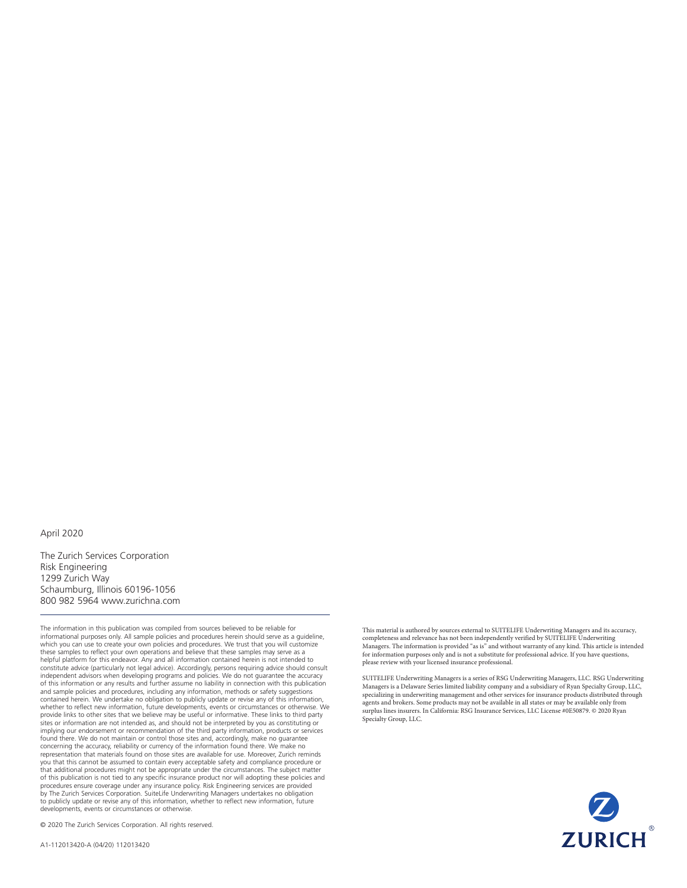April 2020

The Zurich Services Corporation
Risk Engineering
1299 Zurich Way
Schaumburg, Illinois 60196-1056
800 982 5964 www.zurichna.com

The information in this publication was compiled from sources believed to be reliable for informational purposes only. All sample policies and procedures herein should serve as a guideline, which you can use to create your own policies and procedures. We trust that you will customize these samples to reflect your own operations and believe that these samples may serve as a helpful platform for this endeavor. Any and all information contained herein is not intended to constitute advice (particularly not legal advice). Accordingly, persons requiring advice should consult independent advisors when developing programs and policies. We do not guarantee the accuracy of this information or any results and further assume no liability in connection with this publication and sample policies and procedures, including any information, methods or safety suggestions contained herein. We undertake no obligation to publicly update or revise any of this information, whether to reflect new information, future developments, events or circumstances or otherwise. We provide links to other sites that we believe may be useful or informative. These links to third party sites or information are not intended as, and should not be interpreted by you as constituting or implying our endorsement or recommendation of the third party information, products or services found there. We do not maintain or control those sites and, accordingly, make no guarantee concerning the accuracy, reliability or currency of the information found there. We make no representation that materials found on those sites are available for use. Moreover, Zurich reminds you that this cannot be assumed to contain every acceptable safety and compliance procedure or that additional procedures might not be appropriate under the circumstances. The subject matter of this publication is not tied to any specific insurance product nor will adopting these policies and procedures ensure coverage under any insurance policy. Risk Engineering services are provided by The Zurich Services Corporation. SuiteLife Underwriting Managers undertakes no obligation to publicly update or revise any of this information, whether to reflect new information, future developments, events or circumstances or otherwise.

© 2020 The Zurich Services Corporation. All rights reserved.

A1-112013420-A (04/20) 112013420

This material is authored by sources external to SUITELIFE Underwriting Managers and its accuracy, completeness and relevance has not been independently verified by SUITELIFE Underwriting Managers. The information is provided "as is" and without warranty of any kind. This article is intended for information purposes only and is not a substitute for professional advice. If you have questions, please review with your licensed insurance professional.

SUITELIFE Underwriting Managers is a series of RSG Underwriting Managers, LLC. RSG Underwriting Managers is a Delaware Series limited liability company and a subsidiary of Ryan Specialty Group, LLC, specializing in underwriting management and other services for insurance products distributed through agents and brokers. Some products may not be available in all states or may be available only from surplus lines insurers. In California: RSG Insurance Services, LLC License #0E50879. © 2020 Ryan Specialty Group, LLC.

ZURICH®